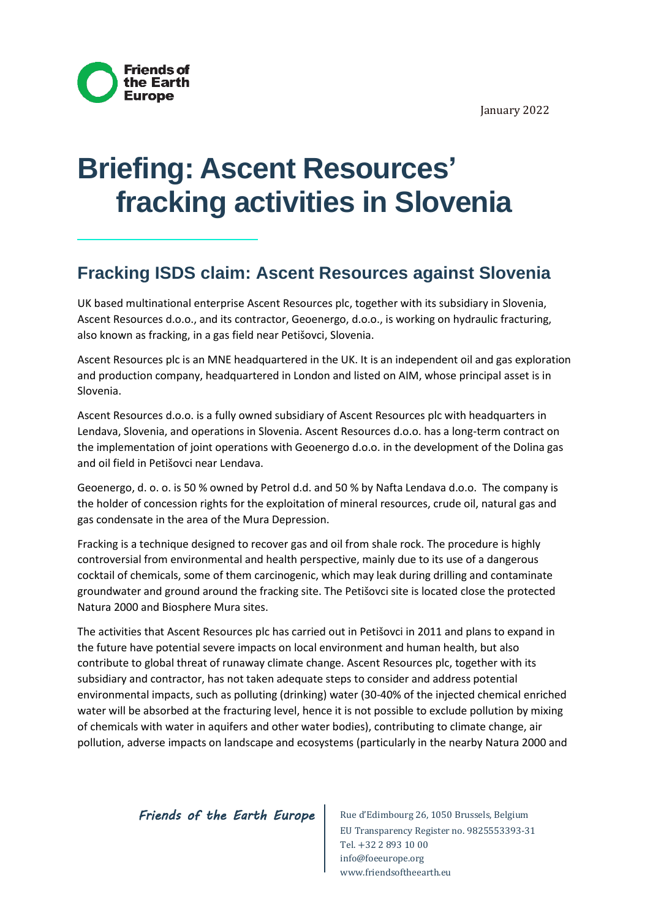January 2022

# Briefing: Ascent Resources' fracking activities in Slovenia

## Fracking ISDS claim: Ascent Resources against Slovenia

UK based multinational enterprise Ascent Resources plc, together with its subsidiary in Slovenia, Ascent Resources d.o.o., and its contractor, Geoenergo, d.o.o., is working on hydraulic fracturing, also known as fracking, in a gas field near Petišovci, Slovenia.

Ascent Resources plc is an MNE headquartered in the UK. It is an independent oil and gas exploration and production company, headquartered in London and listed on AIM, whose principal asset is in Slovenia.

Ascent Resources d.o.o. is a fully owned subsidiary of Ascent Resources plc with headquarters in Lendava, Slovenia, and operations in Slovenia. Ascent Resources d.o.o. has a long-term contract on the implementation of joint operations with Geoenergo d.o.o. in the development of the Dolina gas and oil field in Petišovci near Lendava.

Geoenergo, d. o. o. is 50 % owned by Petrol d.d. and 50 % by Nafta Lendava d.o.o. The company is the holder of concession rights for the exploitation of mineral resources, crude oil, natural gas and gas condensate in the area of the Mura Depression.

Fracking is a technique designed to recover gas and oil from shale rock. The procedure is highly controversial from environmental and health perspective, mainly due to its use of a dangerous cocktail of chemicals, some of them carcinogenic, which may leak during drilling and contaminate groundwater and ground around the fracking site. The Petišovci site is located close the protected Natura 2000 and Biosphere Mura sites.

The activities that Ascent Resources plc has carried out in Petišovci in 2011 and plans to expand in the future have potential severe impacts on local environment and human health, but also contribute to global threat of runaway climate change. Ascent Resources plc, together with its subsidiary and contractor, has not taken adequate steps to consider and address potential environmental impacts, such as polluting (drinking) water (30-40% of the injected chemical enriched water will be absorbed at the fracturing level, hence it is not possible to exclude pollution by mixing of chemicals with water in aquifers and other water bodies), contributing to climate change, air pollution, adverse impacts on landscape and ecosystems (particularly in the nearby Natura 2000 and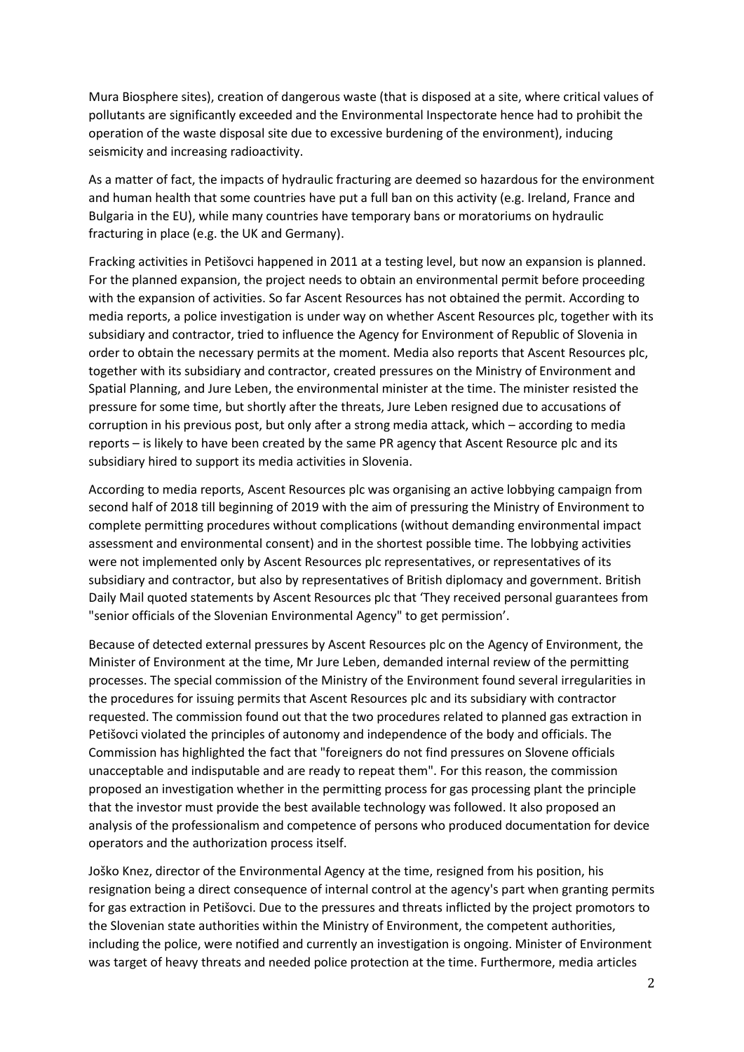Mura Biosphere sites), creation of dangerous waste (that is disposed at a site, where critical values of pollutants are significantly exceeded and the Environmental Inspectorate hence had to prohibit the operation of the waste disposal site due to excessive burdening of the environment), inducing seismicity and increasing radioactivity.

As a matter of fact, the impacts of hydraulic fracturing are deemed so hazardous for the environment and human health that some countries have put a full ban on this activity (e.g. Ireland, France and Bulgaria in the EU), while many countries have temporary bans or moratoriums on hydraulic fracturing in place (e.g. the UK and Germany).

Fracking activities in Petišovci happened in 2011 at a testing level, but now an expansion is planned. For the planned expansion, the project needs to obtain an environmental permit before proceeding with the expansion of activities. So far Ascent Resources has not obtained the permit. According to media reports, a police investigation is under way on whether Ascent Resources plc, together with its subsidiary and contractor, tried to influence the Agency for Environment of Republic of Slovenia in order to obtain the necessary permits at the moment. Media also reports that Ascent Resources plc, together with its subsidiary and contractor, created pressures on the Ministry of Environment and Spatial Planning, and Jure Leben, the environmental minister at the time. The minister resisted the pressure for some time, but shortly after the threats, Jure Leben resigned due to accusations of corruption in his previous post, but only after a strong media attack, which – according to media reports – is likely to have been created by the same PR agency that Ascent Resource plc and its subsidiary hired to support its media activities in Slovenia.

According to media reports, Ascent Resources plc was organising an active lobbying campaign from second half of 2018 till beginning of 2019 with the aim of pressuring the Ministry of Environment to complete permitting procedures without complications (without demanding environmental impact assessment and environmental consent) and in the shortest possible time. The lobbying activities were not implemented only by Ascent Resources plc representatives, or representatives of its subsidiary and contractor, but also by representatives of British diplomacy and government. British Daily Mail quoted statements by Ascent Resources plc that 'They received personal guarantees from "senior officials of the Slovenian Environmental Agency" to get permission'.

Because of detected external pressures by Ascent Resources plc on the Agency of Environment, the Minister of Environment at the time, Mr Jure Leben, demanded internal review of the permitting processes. The special commission of the Ministry of the Environment found several irregularities in the procedures for issuing permits that Ascent Resources plc and its subsidiary with contractor requested. The commission found out that the two procedures related to planned gas extraction in Petišovci violated the principles of autonomy and independence of the body and officials. The Commission has highlighted the fact that "foreigners do not find pressures on Slovene officials unacceptable and indisputable and are ready to repeat them". For this reason, the commission proposed an investigation whether in the permitting process for gas processing plant the principle that the investor must provide the best available technology was followed. It also proposed an analysis of the professionalism and competence of persons who produced documentation for device operators and the authorization process itself.

Joško Knez, director of the Environmental Agency at the time, resigned from his position, his resignation being a direct consequence of internal control at the agency's part when granting permits for gas extraction in Petišovci. Due to the pressures and threats inflicted by the project promotors to the Slovenian state authorities within the Ministry of Environment, the competent authorities, including the police, were notified and currently an investigation is ongoing. Minister of Environment was target of heavy threats and needed police protection at the time. Furthermore, media articles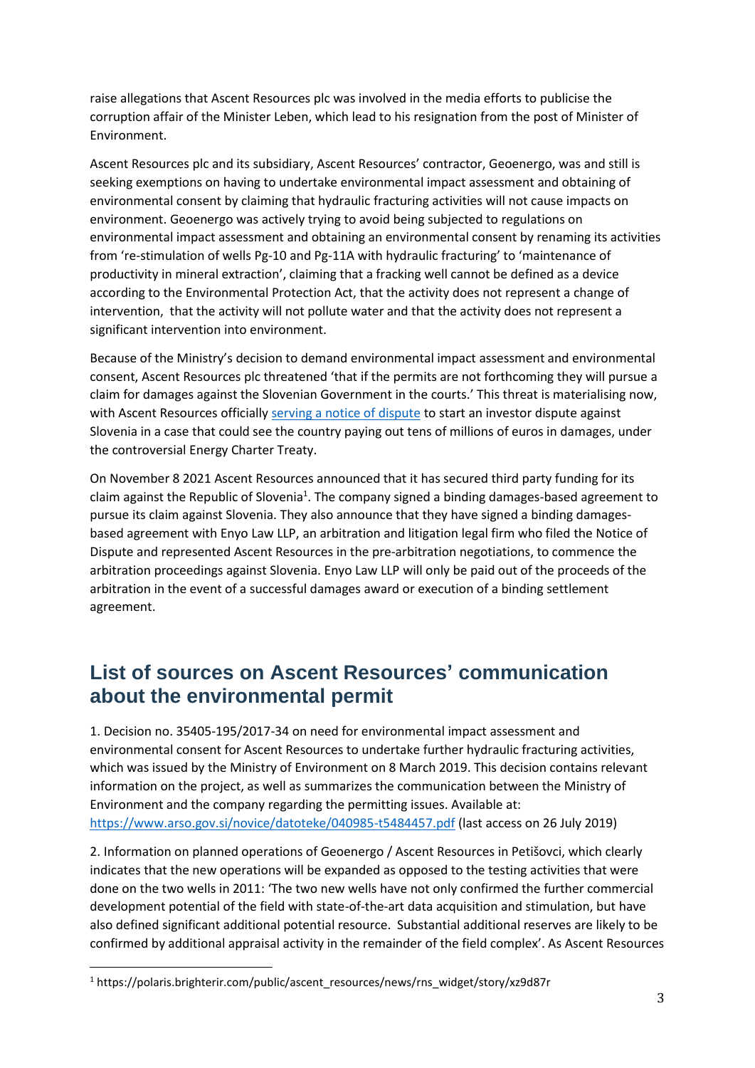raise allegations that Ascent Resources plc was involved in the media efforts to publicise the corruption affair of the Minister Leben, which lead to his resignation from the post of Minister of Environment.

Ascent Resources plc and its subsidiary, Ascent Resources' contractor, Geoenergo, was and still is seeking exemptions on having to undertake environmental impact assessment and obtaining of environmental consent by claiming that hydraulic fracturing activities will not cause impacts on environment. Geoenergo was actively trying to avoid being subjected to regulations on environmental impact assessment and obtaining an environmental consent by renaming its activities from 're-stimulation of wells Pg-10 and Pg-11A with hydraulic fracturing' to 'maintenance of productivity in mineral extraction', claiming that a fracking well cannot be defined as a device according to the Environmental Protection Act, that the activity does not represent a change of intervention, that the activity will not pollute water and that the activity does not represent a significant intervention into environment.

Because of the Ministry's decision to demand environmental impact assessment and environmental consent, Ascent Resources plc threatened 'that if the permits are not forthcoming they will pursue a claim for damages against the Slovenian Government in the courts.' This threat is materialising now, with Ascent Resources officially serving a notice of dispute to start an investor dispute against Slovenia in a case that could see the country paying out tens of millions of euros in damages, under the controversial Energy Charter Treaty.

On November 8 2021 Ascent Resources announced that it has secured third party funding for its claim against the Republic of Slovenia[1]. The company signed a binding damages-based agreement to pursue its claim against Slovenia. They also announce that they have signed a binding damages-based agreement with Enyo Law LLP, an arbitration and litigation legal firm who filed the Notice of Dispute and represented Ascent Resources in the pre-arbitration negotiations, to commence the arbitration proceedings against Slovenia. Enyo Law LLP will only be paid out of the proceeds of the arbitration in the event of a successful damages award or execution of a binding settlement agreement.

## List of sources on Ascent Resources' communication about the environmental permit

1. Decision no. 35405-195/2017-34 on need for environmental impact assessment and environmental consent for Ascent Resources to undertake further hydraulic fracturing activities, which was issued by the Ministry of Environment on 8 March 2019. This decision contains relevant information on the project, as well as summarizes the communication between the Ministry of Environment and the company regarding the permitting issues. Available at: https://www.arso.gov.si/novice/datoteke/040985-t5484457.pdf (last access on 26 July 2019)

2. Information on planned operations of Geoenergo / Ascent Resources in Petišovci, which clearly indicates that the new operations will be expanded as opposed to the testing activities that were done on the two wells in 2011: 'The two new wells have not only confirmed the further commercial development potential of the field with state-of-the-art data acquisition and stimulation, but have also defined significant additional potential resource. Substantial additional reserves are likely to be confirmed by additional appraisal activity in the remainder of the field complex'. As Ascent Resources

[1] https://polaris.brighterir.com/public/ascent_resources/news/rns_widget/story/xz9d87r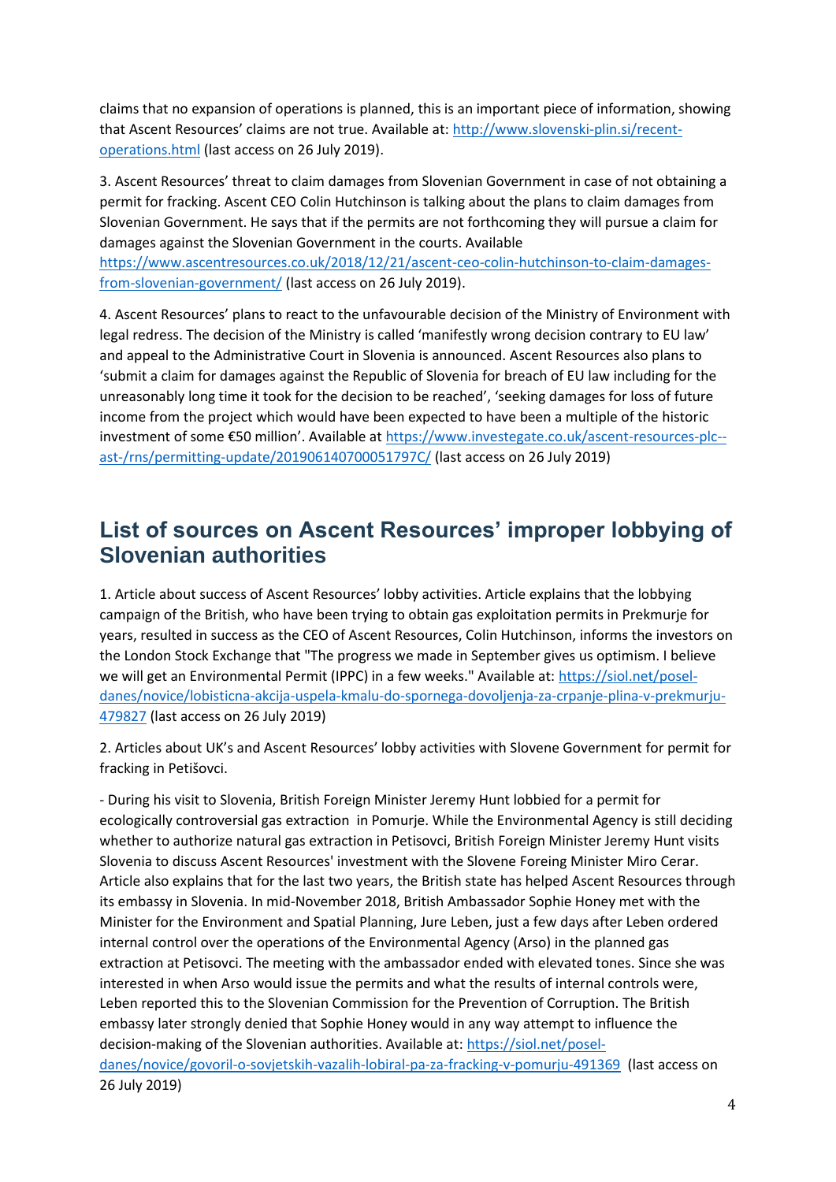claims that no expansion of operations is planned, this is an important piece of information, showing that Ascent Resources' claims are not true. Available at: http://www.slovenski-plin.si/recent-operations.html (last access on 26 July 2019).

3. Ascent Resources' threat to claim damages from Slovenian Government in case of not obtaining a permit for fracking. Ascent CEO Colin Hutchinson is talking about the plans to claim damages from Slovenian Government. He says that if the permits are not forthcoming they will pursue a claim for damages against the Slovenian Government in the courts. Available https://www.ascentresources.co.uk/2018/12/21/ascent-ceo-colin-hutchinson-to-claim-damages-from-slovenian-government/ (last access on 26 July 2019).

4. Ascent Resources' plans to react to the unfavourable decision of the Ministry of Environment with legal redress. The decision of the Ministry is called 'manifestly wrong decision contrary to EU law' and appeal to the Administrative Court in Slovenia is announced. Ascent Resources also plans to 'submit a claim for damages against the Republic of Slovenia for breach of EU law including for the unreasonably long time it took for the decision to be reached', 'seeking damages for loss of future income from the project which would have been expected to have been a multiple of the historic investment of some €50 million'. Available at https://www.investegate.co.uk/ascent-resources-plc--ast-/rns/permitting-update/201906140700051797C/ (last access on 26 July 2019)

## List of sources on Ascent Resources' improper lobbying of Slovenian authorities

1. Article about success of Ascent Resources' lobby activities. Article explains that the lobbying campaign of the British, who have been trying to obtain gas exploitation permits in Prekmurje for years, resulted in success as the CEO of Ascent Resources, Colin Hutchinson, informs the investors on the London Stock Exchange that "The progress we made in September gives us optimism. I believe we will get an Environmental Permit (IPPC) in a few weeks." Available at: https://siol.net/posel-danes/novice/lobisticna-akcija-uspela-kmalu-do-spornega-dovoljenja-za-crpanje-plina-v-prekmurju-479827 (last access on 26 July 2019)

2. Articles about UK's and Ascent Resources' lobby activities with Slovene Government for permit for fracking in Petišovci.

- During his visit to Slovenia, British Foreign Minister Jeremy Hunt lobbied for a permit for ecologically controversial gas extraction in Pomurje. While the Environmental Agency is still deciding whether to authorize natural gas extraction in Petisovci, British Foreign Minister Jeremy Hunt visits Slovenia to discuss Ascent Resources' investment with the Slovene Foreing Minister Miro Cerar. Article also explains that for the last two years, the British state has helped Ascent Resources through its embassy in Slovenia. In mid-November 2018, British Ambassador Sophie Honey met with the Minister for the Environment and Spatial Planning, Jure Leben, just a few days after Leben ordered internal control over the operations of the Environmental Agency (Arso) in the planned gas extraction at Petisovci. The meeting with the ambassador ended with elevated tones. Since she was interested in when Arso would issue the permits and what the results of internal controls were, Leben reported this to the Slovenian Commission for the Prevention of Corruption. The British embassy later strongly denied that Sophie Honey would in any way attempt to influence the decision-making of the Slovenian authorities. Available at: https://siol.net/posel-danes/novice/govoril-o-sovjetskih-vazalih-lobiral-pa-za-fracking-v-pomurju-491369 (last access on 26 July 2019)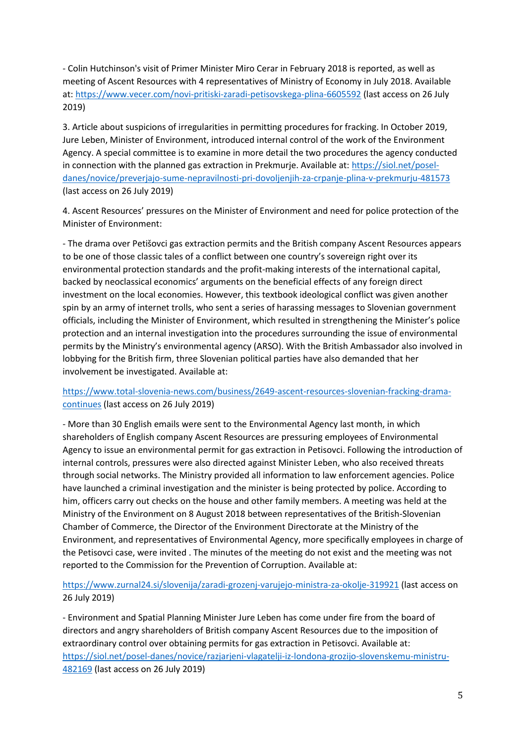- Colin Hutchinson's visit of Primer Minister Miro Cerar in February 2018 is reported, as well as meeting of Ascent Resources with 4 representatives of Ministry of Economy in July 2018. Available at: https://www.vecer.com/novi-pritiski-zaradi-petisovskega-plina-6605592 (last access on 26 July 2019)

3. Article about suspicions of irregularities in permitting procedures for fracking. In October 2019, Jure Leben, Minister of Environment, introduced internal control of the work of the Environment Agency. A special committee is to examine in more detail the two procedures the agency conducted in connection with the planned gas extraction in Prekmurje. Available at: https://siol.net/posel-danes/novice/preverjajo-sume-nepravilnosti-pri-dovoljenjih-za-crpanje-plina-v-prekmurju-481573 (last access on 26 July 2019)

4. Ascent Resources' pressures on the Minister of Environment and need for police protection of the Minister of Environment:

- The drama over Petišovci gas extraction permits and the British company Ascent Resources appears to be one of those classic tales of a conflict between one country's sovereign right over its environmental protection standards and the profit-making interests of the international capital, backed by neoclassical economics' arguments on the beneficial effects of any foreign direct investment on the local economies. However, this textbook ideological conflict was given another spin by an army of internet trolls, who sent a series of harassing messages to Slovenian government officials, including the Minister of Environment, which resulted in strengthening the Minister's police protection and an internal investigation into the procedures surrounding the issue of environmental permits by the Ministry's environmental agency (ARSO). With the British Ambassador also involved in lobbying for the British firm, three Slovenian political parties have also demanded that her involvement be investigated. Available at:

https://www.total-slovenia-news.com/business/2649-ascent-resources-slovenian-fracking-drama-continues (last access on 26 July 2019)

- More than 30 English emails were sent to the Environmental Agency last month, in which shareholders of English company Ascent Resources are pressuring employees of Environmental Agency to issue an environmental permit for gas extraction in Petisovci. Following the introduction of internal controls, pressures were also directed against Minister Leben, who also received threats through social networks. The Ministry provided all information to law enforcement agencies. Police have launched a criminal investigation and the minister is being protected by police. According to him, officers carry out checks on the house and other family members. A meeting was held at the Ministry of the Environment on 8 August 2018 between representatives of the British-Slovenian Chamber of Commerce, the Director of the Environment Directorate at the Ministry of the Environment, and representatives of Environmental Agency, more specifically employees in charge of the Petisovci case, were invited . The minutes of the meeting do not exist and the meeting was not reported to the Commission for the Prevention of Corruption. Available at:

https://www.zurnal24.si/slovenija/zaradi-grozenj-varujejo-ministra-za-okolje-319921 (last access on 26 July 2019)

- Environment and Spatial Planning Minister Jure Leben has come under fire from the board of directors and angry shareholders of British company Ascent Resources due to the imposition of extraordinary control over obtaining permits for gas extraction in Petisovci. Available at: https://siol.net/posel-danes/novice/razjarjeni-vlagatelji-iz-londona-grozijo-slovenskemu-ministru-482169 (last access on 26 July 2019)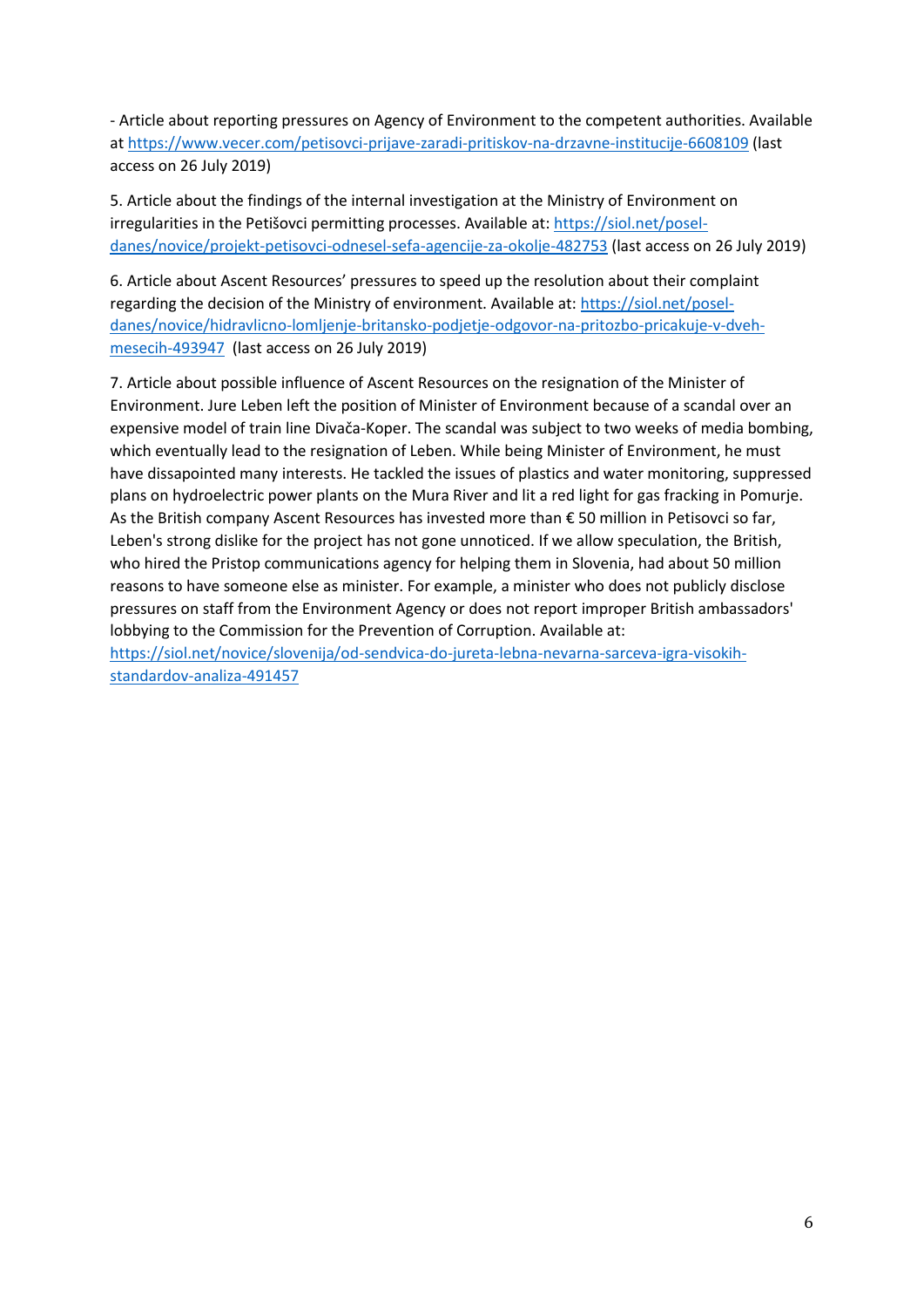- Article about reporting pressures on Agency of Environment to the competent authorities. Available at https://www.vecer.com/petisovci-prijave-zaradi-pritiskov-na-drzavne-institucije-6608109 (last access on 26 July 2019)

5. Article about the findings of the internal investigation at the Ministry of Environment on irregularities in the Petišovci permitting processes. Available at: https://siol.net/posel-danes/novice/projekt-petisovci-odnesel-sefa-agencije-za-okolje-482753 (last access on 26 July 2019)

6. Article about Ascent Resources' pressures to speed up the resolution about their complaint regarding the decision of the Ministry of environment. Available at: https://siol.net/posel-danes/novice/hidravlicno-lomljenje-britansko-podjetje-odgovor-na-pritozbo-pricakuje-v-dveh-mesecih-493947 (last access on 26 July 2019)

7. Article about possible influence of Ascent Resources on the resignation of the Minister of Environment. Jure Leben left the position of Minister of Environment because of a scandal over an expensive model of train line Divača-Koper. The scandal was subject to two weeks of media bombing, which eventually lead to the resignation of Leben. While being Minister of Environment, he must have dissapointed many interests. He tackled the issues of plastics and water monitoring, suppressed plans on hydroelectric power plants on the Mura River and lit a red light for gas fracking in Pomurje. As the British company Ascent Resources has invested more than € 50 million in Petisovci so far, Leben's strong dislike for the project has not gone unnoticed. If we allow speculation, the British, who hired the Pristop communications agency for helping them in Slovenia, had about 50 million reasons to have someone else as minister. For example, a minister who does not publicly disclose pressures on staff from the Environment Agency or does not report improper British ambassadors' lobbying to the Commission for the Prevention of Corruption. Available at: https://siol.net/novice/slovenija/od-sendvica-do-jureta-lebna-nevarna-sarceva-igra-visokih-standardov-analiza-491457